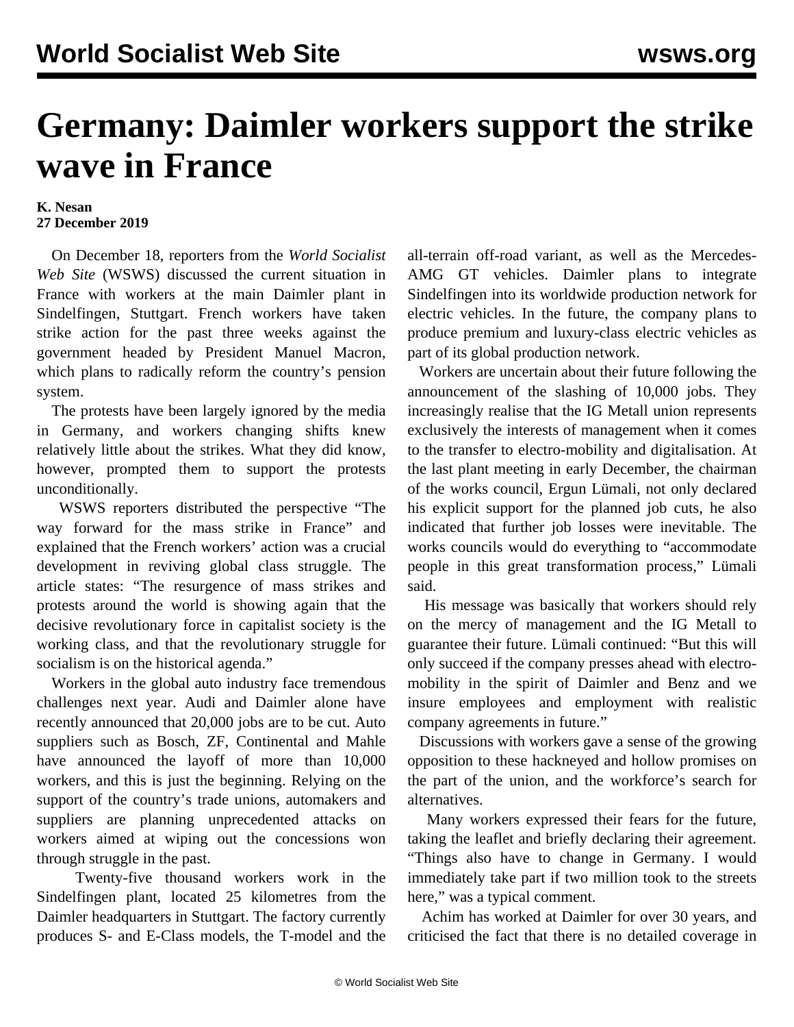# Germany: Daimler workers support the strike wave in France

**K. Nesan**
**27 December 2019**

On December 18, reporters from the *World Socialist Web Site* (WSWS) discussed the current situation in France with workers at the main Daimler plant in Sindelfingen, Stuttgart. French workers have taken strike action for the past three weeks against the government headed by President Manuel Macron, which plans to radically reform the country's pension system.

The protests have been largely ignored by the media in Germany, and workers changing shifts knew relatively little about the strikes. What they did know, however, prompted them to support the protests unconditionally.

WSWS reporters distributed the perspective "The way forward for the mass strike in France" and explained that the French workers' action was a crucial development in reviving global class struggle. The article states: "The resurgence of mass strikes and protests around the world is showing again that the decisive revolutionary force in capitalist society is the working class, and that the revolutionary struggle for socialism is on the historical agenda."

Workers in the global auto industry face tremendous challenges next year. Audi and Daimler alone have recently announced that 20,000 jobs are to be cut. Auto suppliers such as Bosch, ZF, Continental and Mahle have announced the layoff of more than 10,000 workers, and this is just the beginning. Relying on the support of the country's trade unions, automakers and suppliers are planning unprecedented attacks on workers aimed at wiping out the concessions won through struggle in the past.

Twenty-five thousand workers work in the Sindelfingen plant, located 25 kilometres from the Daimler headquarters in Stuttgart. The factory currently produces S- and E-Class models, the T-model and the all-terrain off-road variant, as well as the Mercedes-AMG GT vehicles. Daimler plans to integrate Sindelfingen into its worldwide production network for electric vehicles. In the future, the company plans to produce premium and luxury-class electric vehicles as part of its global production network.

Workers are uncertain about their future following the announcement of the slashing of 10,000 jobs. They increasingly realise that the IG Metall union represents exclusively the interests of management when it comes to the transfer to electro-mobility and digitalisation. At the last plant meeting in early December, the chairman of the works council, Ergun Lümali, not only declared his explicit support for the planned job cuts, he also indicated that further job losses were inevitable. The works councils would do everything to "accommodate people in this great transformation process," Lümali said.

His message was basically that workers should rely on the mercy of management and the IG Metall to guarantee their future. Lümali continued: "But this will only succeed if the company presses ahead with electro-mobility in the spirit of Daimler and Benz and we insure employees and employment with realistic company agreements in future."

Discussions with workers gave a sense of the growing opposition to these hackneyed and hollow promises on the part of the union, and the workforce's search for alternatives.

Many workers expressed their fears for the future, taking the leaflet and briefly declaring their agreement. "Things also have to change in Germany. I would immediately take part if two million took to the streets here," was a typical comment.

Achim has worked at Daimler for over 30 years, and criticised the fact that there is no detailed coverage in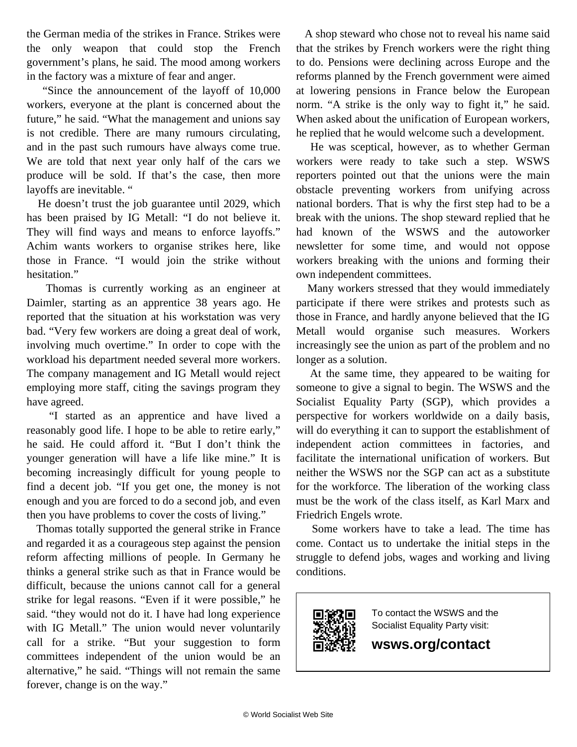the German media of the strikes in France. Strikes were the only weapon that could stop the French government's plans, he said. The mood among workers in the factory was a mixture of fear and anger.

"Since the announcement of the layoff of 10,000 workers, everyone at the plant is concerned about the future," he said. "What the management and unions say is not credible. There are many rumours circulating, and in the past such rumours have always come true. We are told that next year only half of the cars we produce will be sold. If that's the case, then more layoffs are inevitable. "

He doesn't trust the job guarantee until 2029, which has been praised by IG Metall: "I do not believe it. They will find ways and means to enforce layoffs." Achim wants workers to organise strikes here, like those in France. "I would join the strike without hesitation."

Thomas is currently working as an engineer at Daimler, starting as an apprentice 38 years ago. He reported that the situation at his workstation was very bad. "Very few workers are doing a great deal of work, involving much overtime." In order to cope with the workload his department needed several more workers. The company management and IG Metall would reject employing more staff, citing the savings program they have agreed.

"I started as an apprentice and have lived a reasonably good life. I hope to be able to retire early," he said. He could afford it. "But I don't think the younger generation will have a life like mine." It is becoming increasingly difficult for young people to find a decent job. "If you get one, the money is not enough and you are forced to do a second job, and even then you have problems to cover the costs of living."

Thomas totally supported the general strike in France and regarded it as a courageous step against the pension reform affecting millions of people. In Germany he thinks a general strike such as that in France would be difficult, because the unions cannot call for a general strike for legal reasons. "Even if it were possible," he said. "they would not do it. I have had long experience with IG Metall." The union would never voluntarily call for a strike. "But your suggestion to form committees independent of the union would be an alternative," he said. "Things will not remain the same forever, change is on the way."

A shop steward who chose not to reveal his name said that the strikes by French workers were the right thing to do. Pensions were declining across Europe and the reforms planned by the French government were aimed at lowering pensions in France below the European norm. "A strike is the only way to fight it," he said. When asked about the unification of European workers, he replied that he would welcome such a development.

He was sceptical, however, as to whether German workers were ready to take such a step. WSWS reporters pointed out that the unions were the main obstacle preventing workers from unifying across national borders. That is why the first step had to be a break with the unions. The shop steward replied that he had known of the WSWS and the autoworker newsletter for some time, and would not oppose workers breaking with the unions and forming their own independent committees.

Many workers stressed that they would immediately participate if there were strikes and protests such as those in France, and hardly anyone believed that the IG Metall would organise such measures. Workers increasingly see the union as part of the problem and no longer as a solution.

At the same time, they appeared to be waiting for someone to give a signal to begin. The WSWS and the Socialist Equality Party (SGP), which provides a perspective for workers worldwide on a daily basis, will do everything it can to support the establishment of independent action committees in factories, and facilitate the international unification of workers. But neither the WSWS nor the SGP can act as a substitute for the workforce. The liberation of the working class must be the work of the class itself, as Karl Marx and Friedrich Engels wrote.

Some workers have to take a lead. The time has come. Contact us to undertake the initial steps in the struggle to defend jobs, wages and working and living conditions.

To contact the WSWS and the Socialist Equality Party visit:

**wsws.org/contact**